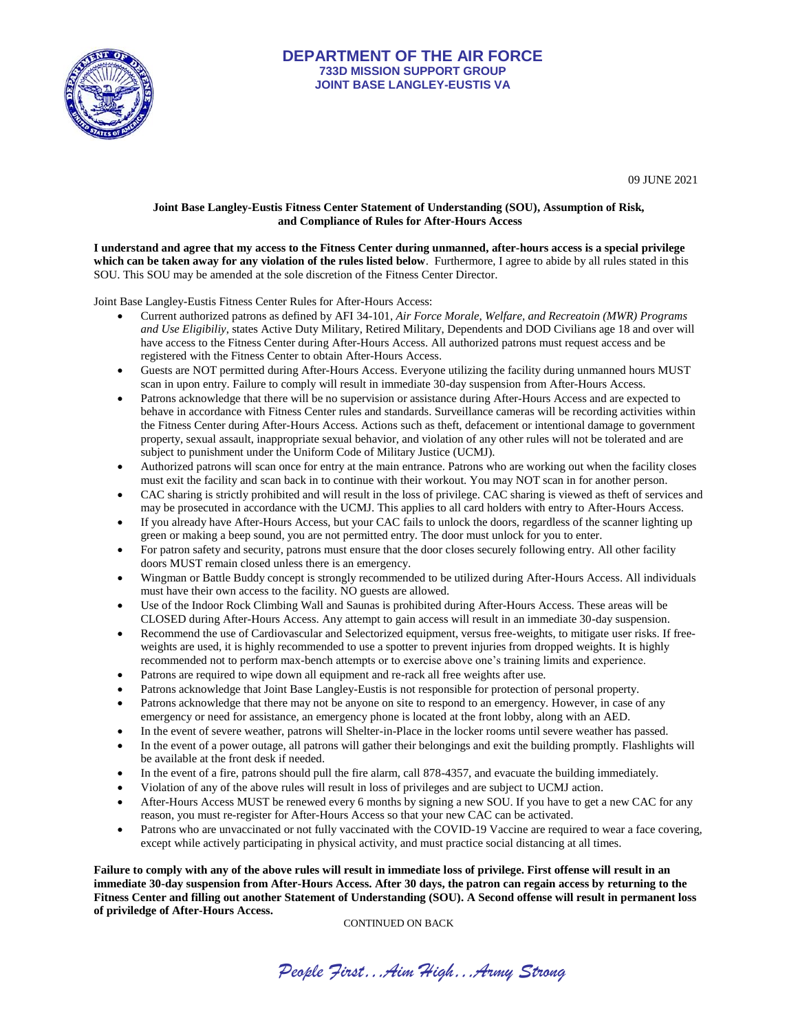# DEPARTMENT OF THE AIR FORCE
## 733D MISSION SUPPORT GROUP
## JOINT BASE LANGLEY-EUSTIS VA

09 JUNE 2021

**Joint Base Langley-Eustis Fitness Center Statement of Understanding (SOU), Assumption of Risk, and Compliance of Rules for After-Hours Access**

**I understand and agree that my access to the Fitness Center during unmanned, after-hours access is a special privilege which can be taken away for any violation of the rules listed below**. Furthermore, I agree to abide by all rules stated in this SOU. This SOU may be amended at the sole discretion of the Fitness Center Director.

Joint Base Langley-Eustis Fitness Center Rules for After-Hours Access:

- Current authorized patrons as defined by AFI 34-101, *Air Force Morale, Welfare, and Recreatoin (MWR) Programs and Use Eligibiliy*, states Active Duty Military, Retired Military, Dependents and DOD Civilians age 18 and over will have access to the Fitness Center during After-Hours Access. All authorized patrons must request access and be registered with the Fitness Center to obtain After-Hours Access.
- Guests are NOT permitted during After-Hours Access. Everyone utilizing the facility during unmanned hours MUST scan in upon entry. Failure to comply will result in immediate 30-day suspension from After-Hours Access.
- Patrons acknowledge that there will be no supervision or assistance during After-Hours Access and are expected to behave in accordance with Fitness Center rules and standards. Surveillance cameras will be recording activities within the Fitness Center during After-Hours Access. Actions such as theft, defacement or intentional damage to government property, sexual assault, inappropriate sexual behavior, and violation of any other rules will not be tolerated and are subject to punishment under the Uniform Code of Military Justice (UCMJ).
- Authorized patrons will scan once for entry at the main entrance. Patrons who are working out when the facility closes must exit the facility and scan back in to continue with their workout. You may NOT scan in for another person.
- CAC sharing is strictly prohibited and will result in the loss of privilege. CAC sharing is viewed as theft of services and may be prosecuted in accordance with the UCMJ. This applies to all card holders with entry to After-Hours Access.
- If you already have After-Hours Access, but your CAC fails to unlock the doors, regardless of the scanner lighting up green or making a beep sound, you are not permitted entry. The door must unlock for you to enter.
- For patron safety and security, patrons must ensure that the door closes securely following entry. All other facility doors MUST remain closed unless there is an emergency.
- Wingman or Battle Buddy concept is strongly recommended to be utilized during After-Hours Access. All individuals must have their own access to the facility. NO guests are allowed.
- Use of the Indoor Rock Climbing Wall and Saunas is prohibited during After-Hours Access. These areas will be CLOSED during After-Hours Access. Any attempt to gain access will result in an immediate 30-day suspension.
- Recommend the use of Cardiovascular and Selectorized equipment, versus free-weights, to mitigate user risks. If free-weights are used, it is highly recommended to use a spotter to prevent injuries from dropped weights. It is highly recommended not to perform max-bench attempts or to exercise above one's training limits and experience.
- Patrons are required to wipe down all equipment and re-rack all free weights after use.
- Patrons acknowledge that Joint Base Langley-Eustis is not responsible for protection of personal property.
- Patrons acknowledge that there may not be anyone on site to respond to an emergency. However, in case of any emergency or need for assistance, an emergency phone is located at the front lobby, along with an AED.
- In the event of severe weather, patrons will Shelter-in-Place in the locker rooms until severe weather has passed.
- In the event of a power outage, all patrons will gather their belongings and exit the building promptly. Flashlights will be available at the front desk if needed.
- In the event of a fire, patrons should pull the fire alarm, call 878-4357, and evacuate the building immediately.
- Violation of any of the above rules will result in loss of privileges and are subject to UCMJ action.
- After-Hours Access MUST be renewed every 6 months by signing a new SOU. If you have to get a new CAC for any reason, you must re-register for After-Hours Access so that your new CAC can be activated.
- Patrons who are unvaccinated or not fully vaccinated with the COVID-19 Vaccine are required to wear a face covering, except while actively participating in physical activity, and must practice social distancing at all times.

**Failure to comply with any of the above rules will result in immediate loss of privilege. First offense will result in an immediate 30-day suspension from After-Hours Access. After 30 days, the patron can regain access by returning to the Fitness Center and filling out another Statement of Understanding (SOU). A Second offense will result in permanent loss of priviledge of After-Hours Access.**

CONTINUED ON BACK

*People First…Aim High…Army Strong*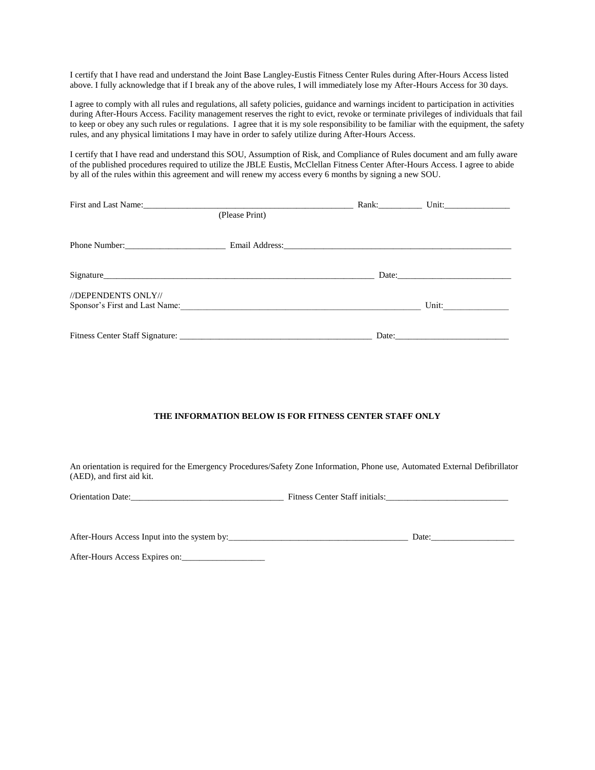I certify that I have read and understand the Joint Base Langley-Eustis Fitness Center Rules during After-Hours Access listed above. I fully acknowledge that if I break any of the above rules, I will immediately lose my After-Hours Access for 30 days.

I agree to comply with all rules and regulations, all safety policies, guidance and warnings incident to participation in activities during After-Hours Access. Facility management reserves the right to evict, revoke or terminate privileges of individuals that fail to keep or obey any such rules or regulations. I agree that it is my sole responsibility to be familiar with the equipment, the safety rules, and any physical limitations I may have in order to safely utilize during After-Hours Access.

I certify that I have read and understand this SOU, Assumption of Risk, and Compliance of Rules document and am fully aware of the published procedures required to utilize the JBLE Eustis, McClellan Fitness Center After-Hours Access. I agree to abide by all of the rules within this agreement and will renew my access every 6 months by signing a new SOU.

First and Last Name:_______________________________________________ Rank:_________ Unit:______________
(Please Print)

Phone Number:______________________ Email Address:___________________________________________________

Signature_____________________________________________________________ Date:_________________________

//DEPENDENTS ONLY//
Sponsor's First and Last Name:_______________________________________________________ Unit:______________

Fitness Center Staff Signature: ___________________________________________ Date:_________________________

**THE INFORMATION BELOW IS FOR FITNESS CENTER STAFF ONLY**

An orientation is required for the Emergency Procedures/Safety Zone Information, Phone use, Automated External Defibrillator (AED), and first aid kit.

Orientation Date:_________________________________ Fitness Center Staff initials:___________________________

After-Hours Access Input into the system by:________________________________________ Date:__________________

After-Hours Access Expires on:__________________